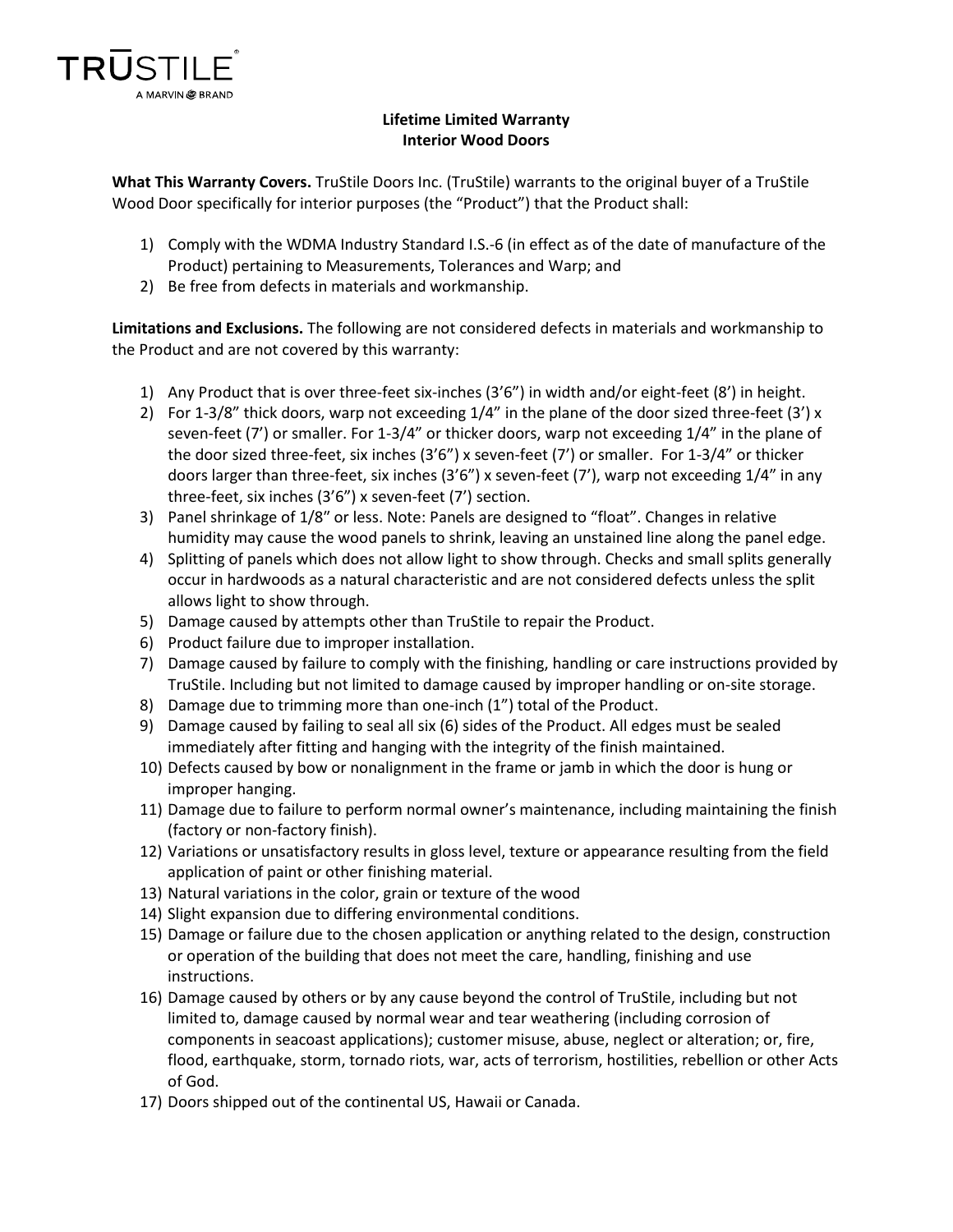TRŪSTILE®
A MARVIN BRAND

# Lifetime Limited Warranty
## Interior Wood Doors

**What This Warranty Covers.** TruStile Doors Inc. (TruStile) warrants to the original buyer of a TruStile Wood Door specifically for interior purposes (the "Product") that the Product shall:

1) Comply with the WDMA Industry Standard I.S.-6 (in effect as of the date of manufacture of the Product) pertaining to Measurements, Tolerances and Warp; and
2) Be free from defects in materials and workmanship.

**Limitations and Exclusions.** The following are not considered defects in materials and workmanship to the Product and are not covered by this warranty:

1) Any Product that is over three-feet six-inches (3'6") in width and/or eight-feet (8') in height.
2) For 1-3/8" thick doors, warp not exceeding 1/4" in the plane of the door sized three-feet (3') x seven-feet (7') or smaller. For 1-3/4" or thicker doors, warp not exceeding 1/4" in the plane of the door sized three-feet, six inches (3'6") x seven-feet (7') or smaller. For 1-3/4" or thicker doors larger than three-feet, six inches (3'6") x seven-feet (7'), warp not exceeding 1/4" in any three-feet, six inches (3'6") x seven-feet (7') section.
3) Panel shrinkage of 1/8" or less. Note: Panels are designed to "float". Changes in relative humidity may cause the wood panels to shrink, leaving an unstained line along the panel edge.
4) Splitting of panels which does not allow light to show through. Checks and small splits generally occur in hardwoods as a natural characteristic and are not considered defects unless the split allows light to show through.
5) Damage caused by attempts other than TruStile to repair the Product.
6) Product failure due to improper installation.
7) Damage caused by failure to comply with the finishing, handling or care instructions provided by TruStile. Including but not limited to damage caused by improper handling or on-site storage.
8) Damage due to trimming more than one-inch (1") total of the Product.
9) Damage caused by failing to seal all six (6) sides of the Product. All edges must be sealed immediately after fitting and hanging with the integrity of the finish maintained.
10) Defects caused by bow or nonalignment in the frame or jamb in which the door is hung or improper hanging.
11) Damage due to failure to perform normal owner's maintenance, including maintaining the finish (factory or non-factory finish).
12) Variations or unsatisfactory results in gloss level, texture or appearance resulting from the field application of paint or other finishing material.
13) Natural variations in the color, grain or texture of the wood
14) Slight expansion due to differing environmental conditions.
15) Damage or failure due to the chosen application or anything related to the design, construction or operation of the building that does not meet the care, handling, finishing and use instructions.
16) Damage caused by others or by any cause beyond the control of TruStile, including but not limited to, damage caused by normal wear and tear weathering (including corrosion of components in seacoast applications); customer misuse, abuse, neglect or alteration; or, fire, flood, earthquake, storm, tornado riots, war, acts of terrorism, hostilities, rebellion or other Acts of God.
17) Doors shipped out of the continental US, Hawaii or Canada.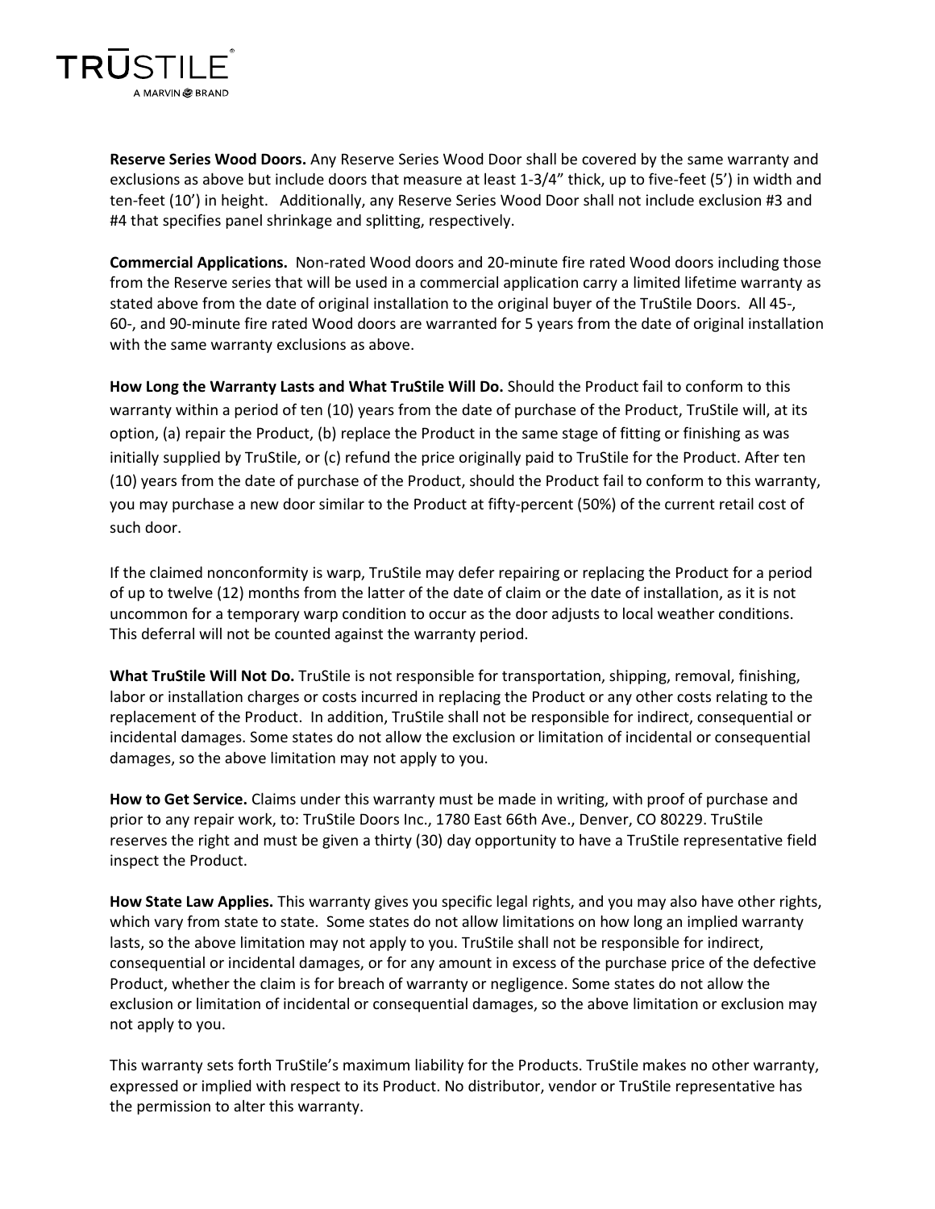**Reserve Series Wood Doors.** Any Reserve Series Wood Door shall be covered by the same warranty and exclusions as above but include doors that measure at least 1-3/4" thick, up to five-feet (5') in width and ten-feet (10') in height. Additionally, any Reserve Series Wood Door shall not include exclusion #3 and #4 that specifies panel shrinkage and splitting, respectively.

**Commercial Applications.** Non-rated Wood doors and 20-minute fire rated Wood doors including those from the Reserve series that will be used in a commercial application carry a limited lifetime warranty as stated above from the date of original installation to the original buyer of the TruStile Doors. All 45-, 60-, and 90-minute fire rated Wood doors are warranted for 5 years from the date of original installation with the same warranty exclusions as above.

**How Long the Warranty Lasts and What TruStile Will Do.** Should the Product fail to conform to this warranty within a period of ten (10) years from the date of purchase of the Product, TruStile will, at its option, (a) repair the Product, (b) replace the Product in the same stage of fitting or finishing as was initially supplied by TruStile, or (c) refund the price originally paid to TruStile for the Product. After ten (10) years from the date of purchase of the Product, should the Product fail to conform to this warranty, you may purchase a new door similar to the Product at fifty-percent (50%) of the current retail cost of such door.

If the claimed nonconformity is warp, TruStile may defer repairing or replacing the Product for a period of up to twelve (12) months from the latter of the date of claim or the date of installation, as it is not uncommon for a temporary warp condition to occur as the door adjusts to local weather conditions. This deferral will not be counted against the warranty period.

**What TruStile Will Not Do.** TruStile is not responsible for transportation, shipping, removal, finishing, labor or installation charges or costs incurred in replacing the Product or any other costs relating to the replacement of the Product. In addition, TruStile shall not be responsible for indirect, consequential or incidental damages. Some states do not allow the exclusion or limitation of incidental or consequential damages, so the above limitation may not apply to you.

**How to Get Service.** Claims under this warranty must be made in writing, with proof of purchase and prior to any repair work, to: TruStile Doors Inc., 1780 East 66th Ave., Denver, CO 80229. TruStile reserves the right and must be given a thirty (30) day opportunity to have a TruStile representative field inspect the Product.

**How State Law Applies.** This warranty gives you specific legal rights, and you may also have other rights, which vary from state to state. Some states do not allow limitations on how long an implied warranty lasts, so the above limitation may not apply to you. TruStile shall not be responsible for indirect, consequential or incidental damages, or for any amount in excess of the purchase price of the defective Product, whether the claim is for breach of warranty or negligence. Some states do not allow the exclusion or limitation of incidental or consequential damages, so the above limitation or exclusion may not apply to you.

This warranty sets forth TruStile's maximum liability for the Products. TruStile makes no other warranty, expressed or implied with respect to its Product. No distributor, vendor or TruStile representative has the permission to alter this warranty.